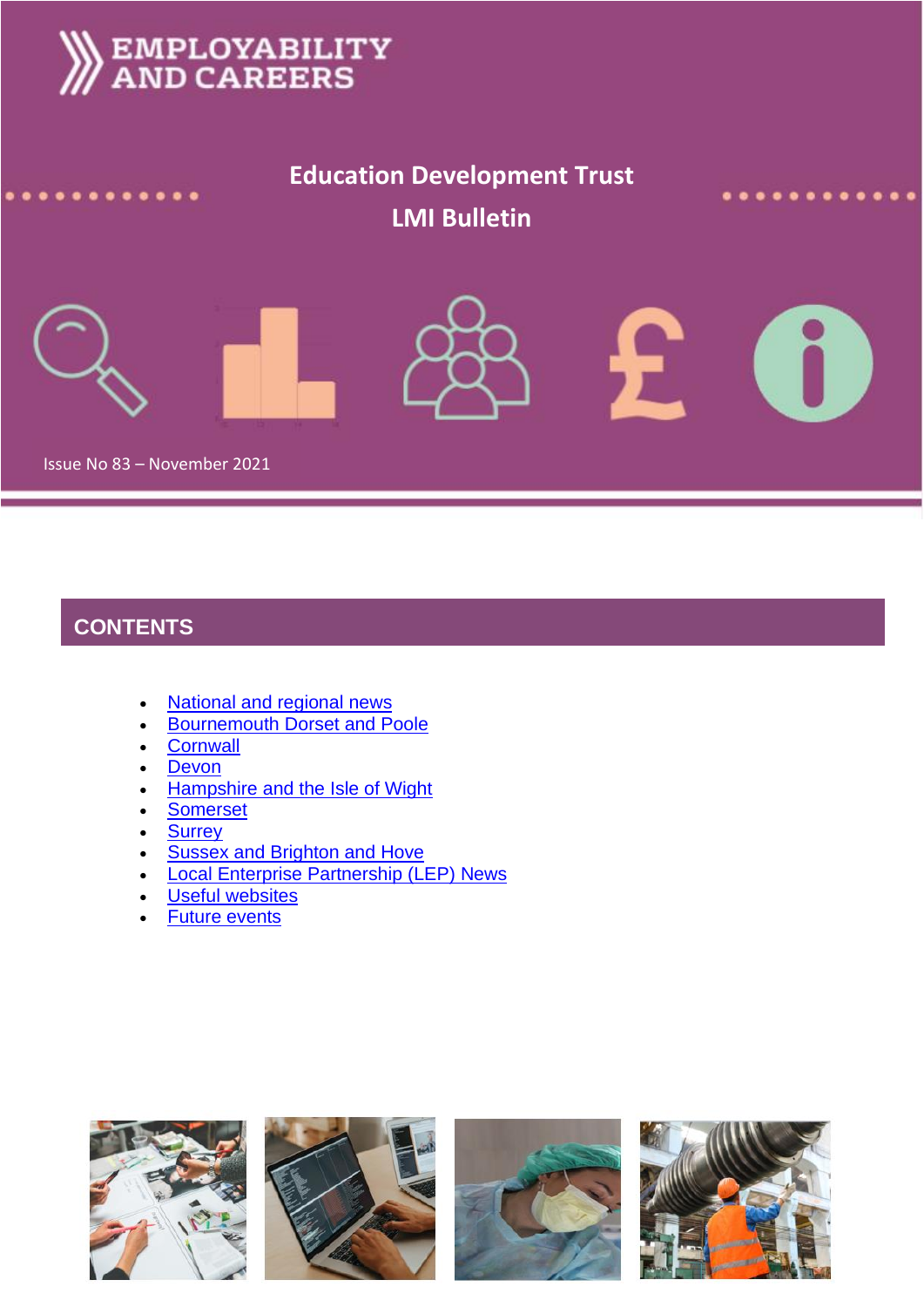EMPLOYABILITY AND CAREERS

# Education Development Trust

# LMI Bulletin

Issue No 83 – November 2021

## CONTENTS

- National and regional news
- Bournemouth Dorset and Poole
- Cornwall
- Devon
- Hampshire and the Isle of Wight
- Somerset
- Surrey
- Sussex and Brighton and Hove
- Local Enterprise Partnership (LEP) News
- Useful websites
- Future events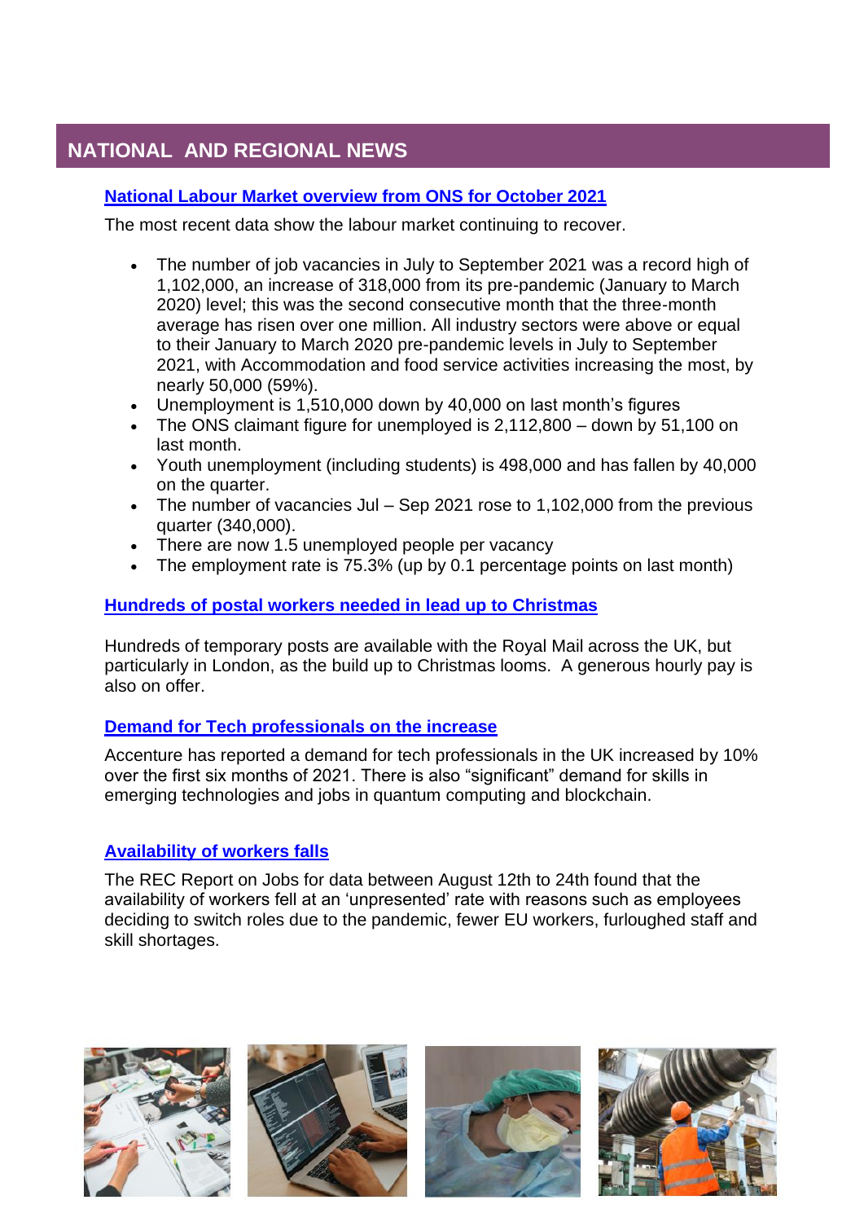## NATIONAL AND REGIONAL NEWS

### [National Labour Market overview from ONS for October 2021]

The most recent data show the labour market continuing to recover.

- The number of job vacancies in July to September 2021 was a record high of 1,102,000, an increase of 318,000 from its pre-pandemic (January to March 2020) level; this was the second consecutive month that the three-month average has risen over one million. All industry sectors were above or equal to their January to March 2020 pre-pandemic levels in July to September 2021, with Accommodation and food service activities increasing the most, by nearly 50,000 (59%).
- Unemployment is 1,510,000 down by 40,000 on last month's figures
- The ONS claimant figure for unemployed is 2,112,800 – down by 51,100 on last month.
- Youth unemployment (including students) is 498,000 and has fallen by 40,000 on the quarter.
- The number of vacancies Jul – Sep 2021 rose to 1,102,000 from the previous quarter (340,000).
- There are now 1.5 unemployed people per vacancy
- The employment rate is 75.3% (up by 0.1 percentage points on last month)

### [Hundreds of postal workers needed in lead up to Christmas]

Hundreds of temporary posts are available with the Royal Mail across the UK, but particularly in London, as the build up to Christmas looms. A generous hourly pay is also on offer.

### [Demand for Tech professionals on the increase]

Accenture has reported a demand for tech professionals in the UK increased by 10% over the first six months of 2021. There is also "significant" demand for skills in emerging technologies and jobs in quantum computing and blockchain.

### [Availability of workers falls]

The REC Report on Jobs for data between August 12th to 24th found that the availability of workers fell at an 'unpresented' rate with reasons such as employees deciding to switch roles due to the pandemic, fewer EU workers, furloughed staff and skill shortages.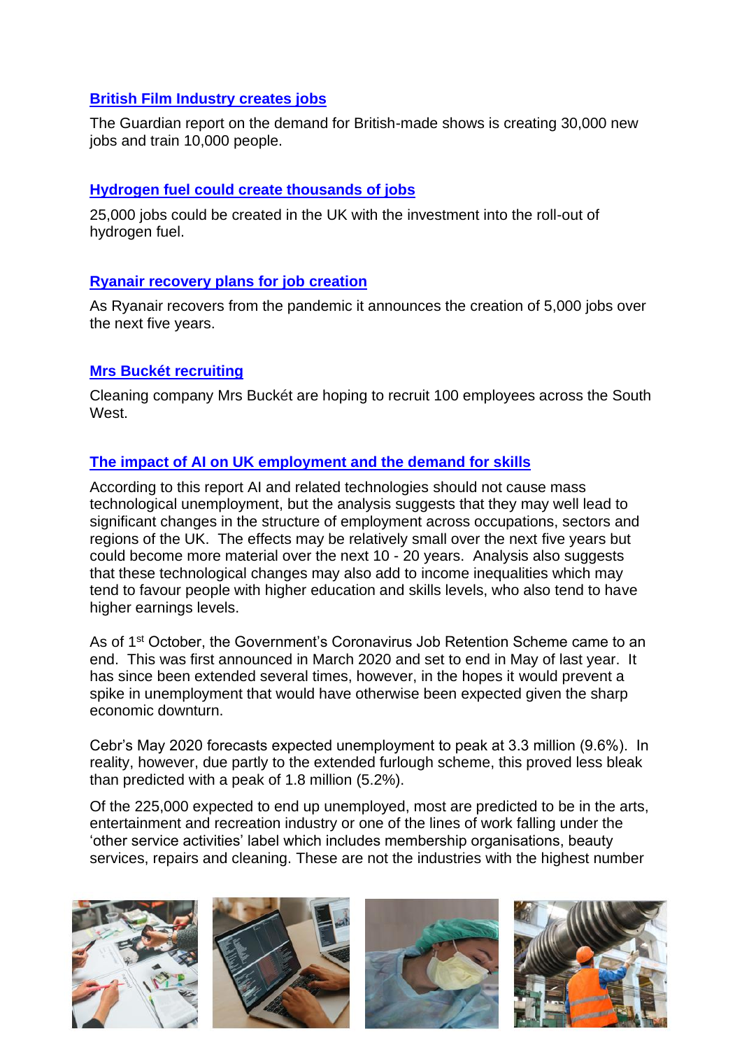### [British Film Industry creates jobs]

The Guardian report on the demand for British-made shows is creating 30,000 new jobs and train 10,000 people.

### [Hydrogen fuel could create thousands of jobs]

25,000 jobs could be created in the UK with the investment into the roll-out of hydrogen fuel.

### [Ryanair recovery plans for job creation]

As Ryanair recovers from the pandemic it announces the creation of 5,000 jobs over the next five years.

### [Mrs Buckét recruiting]

Cleaning company Mrs Buckét are hoping to recruit 100 employees across the South West.

### [The impact of AI on UK employment and the demand for skills]

According to this report AI and related technologies should not cause mass technological unemployment, but the analysis suggests that they may well lead to significant changes in the structure of employment across occupations, sectors and regions of the UK. The effects may be relatively small over the next five years but could become more material over the next 10 - 20 years. Analysis also suggests that these technological changes may also add to income inequalities which may tend to favour people with higher education and skills levels, who also tend to have higher earnings levels.

As of 1st October, the Government's Coronavirus Job Retention Scheme came to an end. This was first announced in March 2020 and set to end in May of last year. It has since been extended several times, however, in the hopes it would prevent a spike in unemployment that would have otherwise been expected given the sharp economic downturn.

Cebr's May 2020 forecasts expected unemployment to peak at 3.3 million (9.6%). In reality, however, due partly to the extended furlough scheme, this proved less bleak than predicted with a peak of 1.8 million (5.2%).

Of the 225,000 expected to end up unemployed, most are predicted to be in the arts, entertainment and recreation industry or one of the lines of work falling under the 'other service activities' label which includes membership organisations, beauty services, repairs and cleaning. These are not the industries with the highest number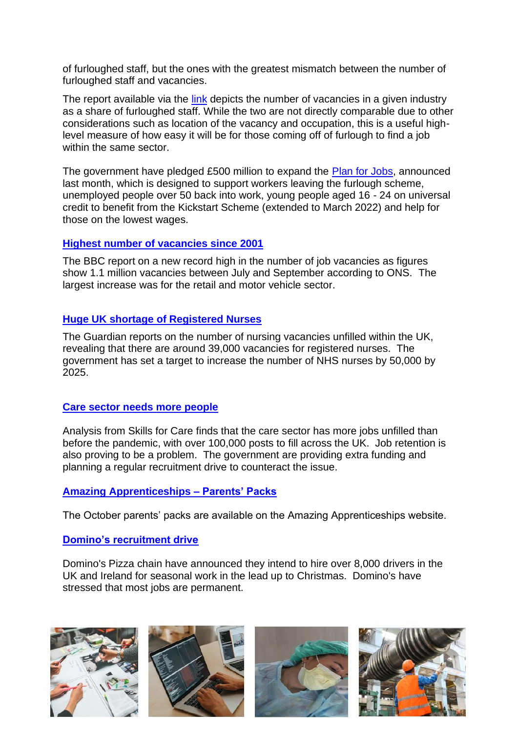of furloughed staff, but the ones with the greatest mismatch between the number of furloughed staff and vacancies.

The report available via the link depicts the number of vacancies in a given industry as a share of furloughed staff. While the two are not directly comparable due to other considerations such as location of the vacancy and occupation, this is a useful high-level measure of how easy it will be for those coming off of furlough to find a job within the same sector.

The government have pledged £500 million to expand the Plan for Jobs, announced last month, which is designed to support workers leaving the furlough scheme, unemployed people over 50 back into work, young people aged 16 - 24 on universal credit to benefit from the Kickstart Scheme (extended to March 2022) and help for those on the lowest wages.

**Highest number of vacancies since 2001**

The BBC report on a new record high in the number of job vacancies as figures show 1.1 million vacancies between July and September according to ONS. The largest increase was for the retail and motor vehicle sector.

**Huge UK shortage of Registered Nurses**

The Guardian reports on the number of nursing vacancies unfilled within the UK, revealing that there are around 39,000 vacancies for registered nurses. The government has set a target to increase the number of NHS nurses by 50,000 by 2025.

**Care sector needs more people**

Analysis from Skills for Care finds that the care sector has more jobs unfilled than before the pandemic, with over 100,000 posts to fill across the UK. Job retention is also proving to be a problem. The government are providing extra funding and planning a regular recruitment drive to counteract the issue.

**Amazing Apprenticeships – Parents' Packs**

The October parents' packs are available on the Amazing Apprenticeships website.

**Domino's recruitment drive**

Domino's Pizza chain have announced they intend to hire over 8,000 drivers in the UK and Ireland for seasonal work in the lead up to Christmas. Domino's have stressed that most jobs are permanent.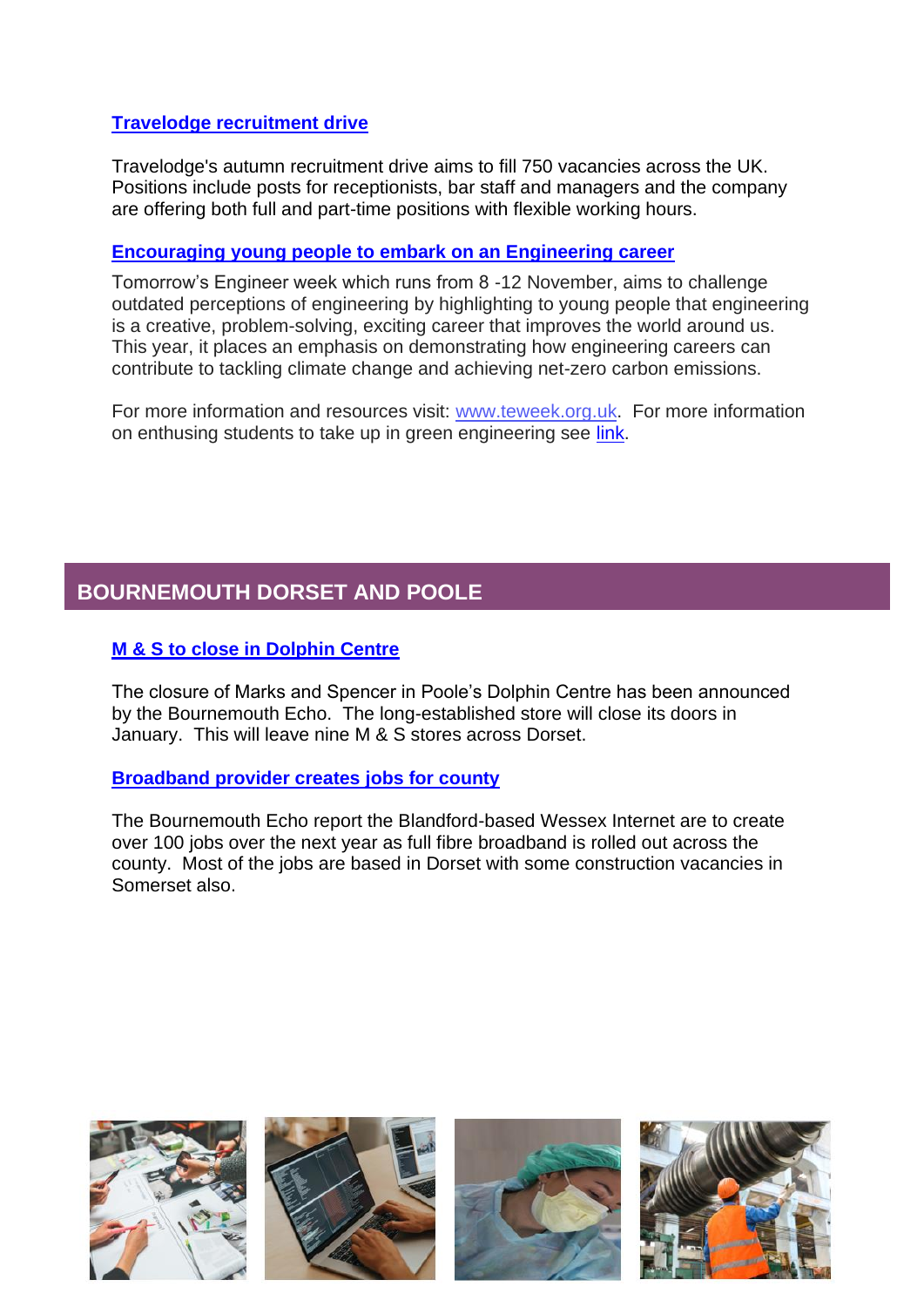### [Travelodge recruitment drive]

Travelodge's autumn recruitment drive aims to fill 750 vacancies across the UK. Positions include posts for receptionists, bar staff and managers and the company are offering both full and part-time positions with flexible working hours.

### [Encouraging young people to embark on an Engineering career]

Tomorrow's Engineer week which runs from 8 -12 November, aims to challenge outdated perceptions of engineering by highlighting to young people that engineering is a creative, problem-solving, exciting career that improves the world around us. This year, it places an emphasis on demonstrating how engineering careers can contribute to tackling climate change and achieving net-zero carbon emissions.

For more information and resources visit: www.teweek.org.uk. For more information on enthusing students to take up in green engineering see link.

## BOURNEMOUTH DORSET AND POOLE

### [M & S to close in Dolphin Centre]

The closure of Marks and Spencer in Poole's Dolphin Centre has been announced by the Bournemouth Echo. The long-established store will close its doors in January. This will leave nine M & S stores across Dorset.

### [Broadband provider creates jobs for county]

The Bournemouth Echo report the Blandford-based Wessex Internet are to create over 100 jobs over the next year as full fibre broadband is rolled out across the county. Most of the jobs are based in Dorset with some construction vacancies in Somerset also.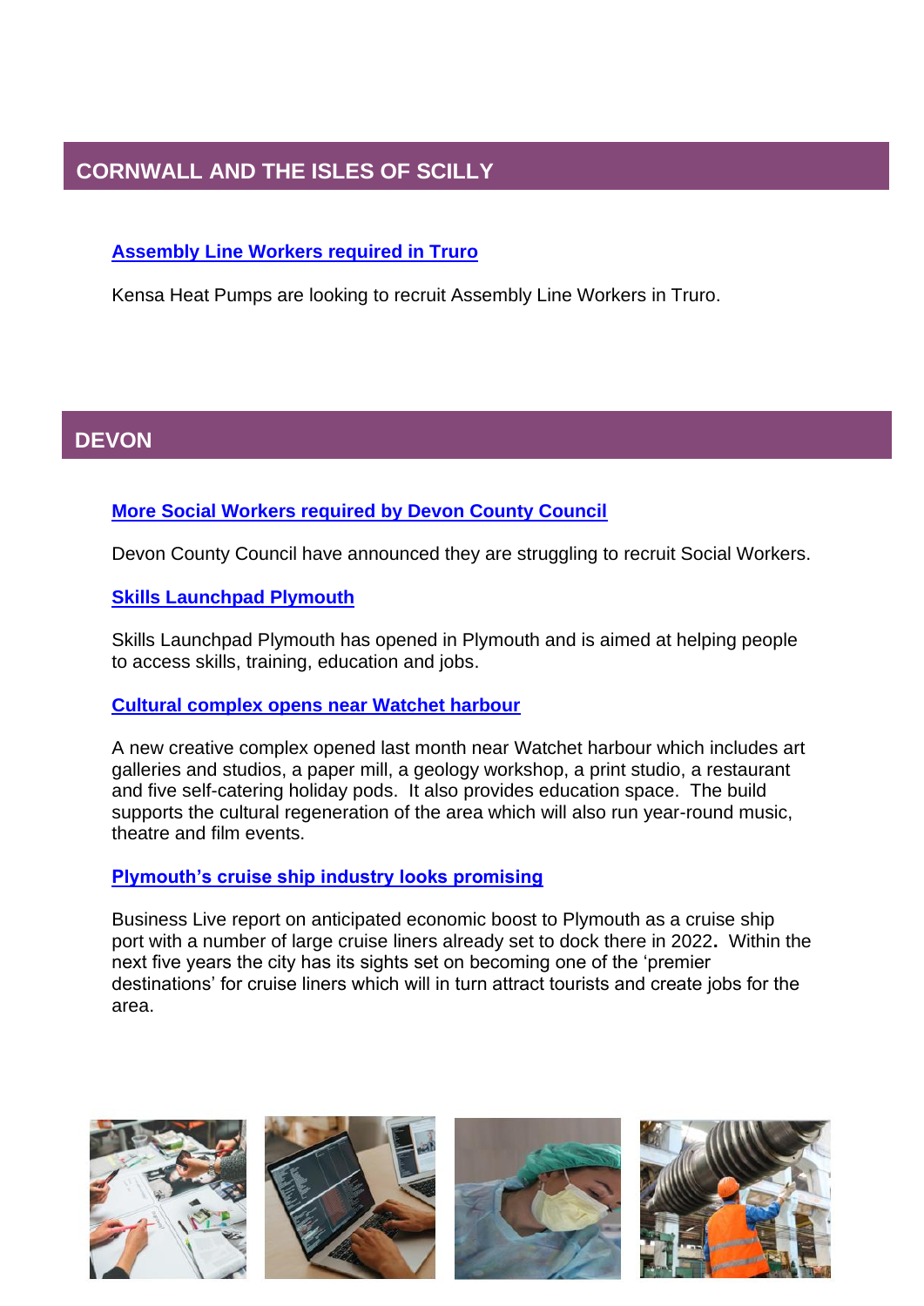## CORNWALL AND THE ISLES OF SCILLY

### Assembly Line Workers required in Truro

Kensa Heat Pumps are looking to recruit Assembly Line Workers in Truro.

## DEVON

### More Social Workers required by Devon County Council

Devon County Council have announced they are struggling to recruit Social Workers.

### Skills Launchpad Plymouth

Skills Launchpad Plymouth has opened in Plymouth and is aimed at helping people to access skills, training, education and jobs.

### Cultural complex opens near Watchet harbour

A new creative complex opened last month near Watchet harbour which includes art galleries and studios, a paper mill, a geology workshop, a print studio, a restaurant and five self-catering holiday pods. It also provides education space. The build supports the cultural regeneration of the area which will also run year-round music, theatre and film events.

### Plymouth's cruise ship industry looks promising

Business Live report on anticipated economic boost to Plymouth as a cruise ship port with a number of large cruise liners already set to dock there in 2022**.** Within the next five years the city has its sights set on becoming one of the 'premier destinations' for cruise liners which will in turn attract tourists and create jobs for the area.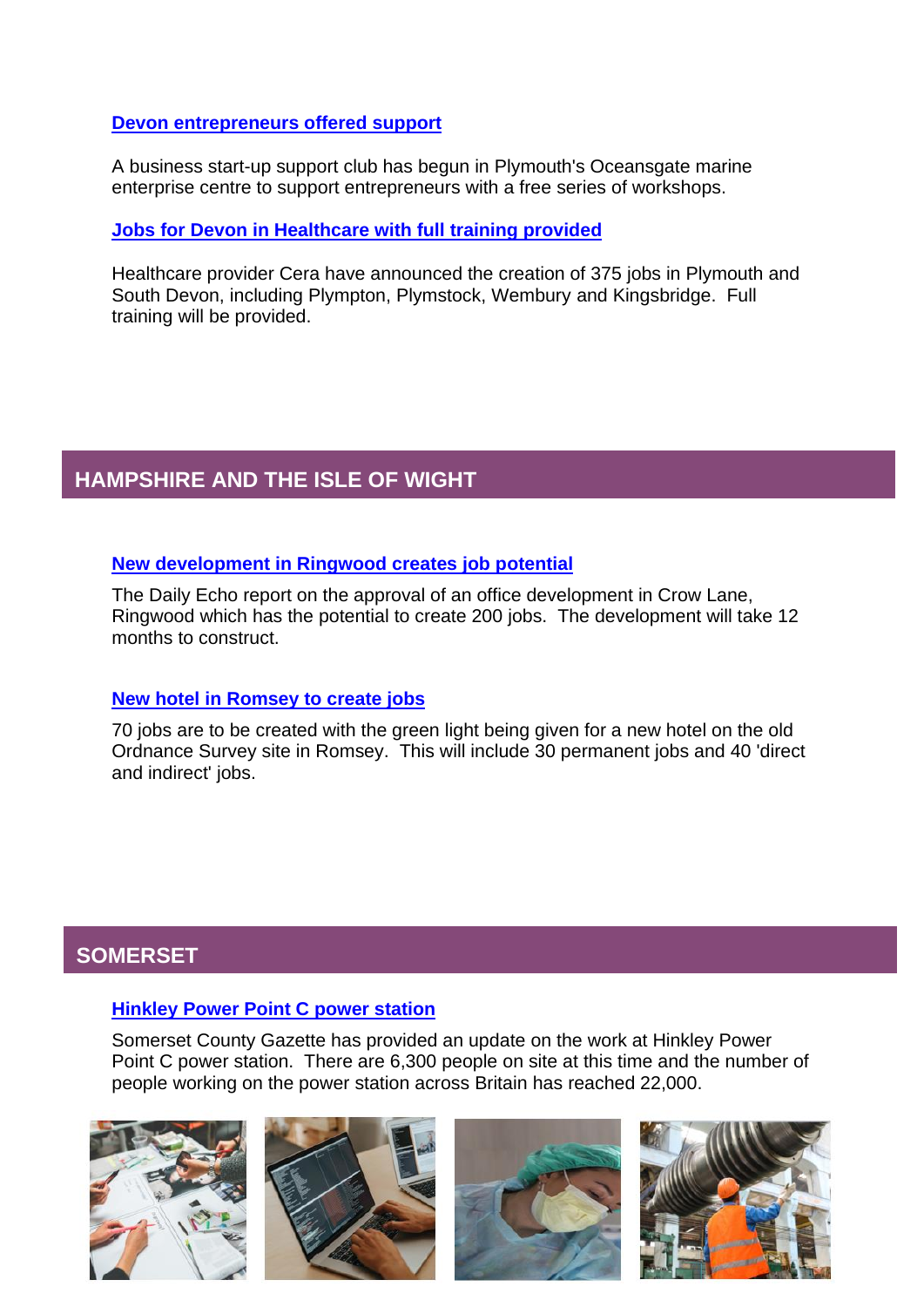### Devon entrepreneurs offered support

A business start-up support club has begun in Plymouth's Oceansgate marine enterprise centre to support entrepreneurs with a free series of workshops.

### Jobs for Devon in Healthcare with full training provided

Healthcare provider Cera have announced the creation of 375 jobs in Plymouth and South Devon, including Plympton, Plymstock, Wembury and Kingsbridge. Full training will be provided.

## HAMPSHIRE AND THE ISLE OF WIGHT

### New development in Ringwood creates job potential

The Daily Echo report on the approval of an office development in Crow Lane, Ringwood which has the potential to create 200 jobs. The development will take 12 months to construct.

### New hotel in Romsey to create jobs

70 jobs are to be created with the green light being given for a new hotel on the old Ordnance Survey site in Romsey. This will include 30 permanent jobs and 40 'direct and indirect' jobs.

## SOMERSET

### Hinkley Power Point C power station

Somerset County Gazette has provided an update on the work at Hinkley Power Point C power station. There are 6,300 people on site at this time and the number of people working on the power station across Britain has reached 22,000.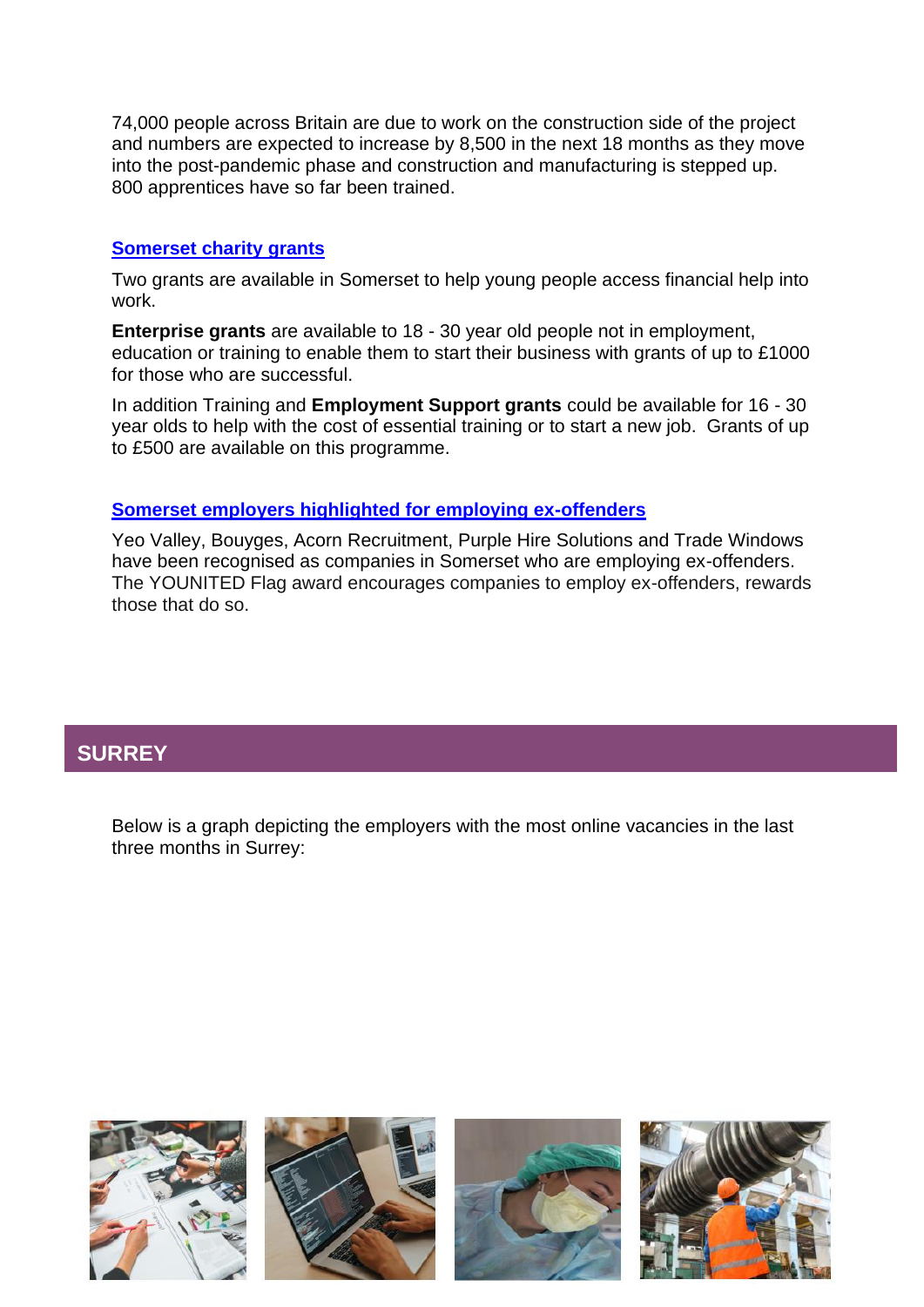74,000 people across Britain are due to work on the construction side of the project and numbers are expected to increase by 8,500 in the next 18 months as they move into the post-pandemic phase and construction and manufacturing is stepped up. 800 apprentices have so far been trained.

### [Somerset charity grants]

Two grants are available in Somerset to help young people access financial help into work.

**Enterprise grants** are available to 18 - 30 year old people not in employment, education or training to enable them to start their business with grants of up to £1000 for those who are successful.

In addition Training and **Employment Support grants** could be available for 16 - 30 year olds to help with the cost of essential training or to start a new job. Grants of up to £500 are available on this programme.

### [Somerset employers highlighted for employing ex-offenders]

Yeo Valley, Bouyges, Acorn Recruitment, Purple Hire Solutions and Trade Windows have been recognised as companies in Somerset who are employing ex-offenders. The YOUNITED Flag award encourages companies to employ ex-offenders, rewards those that do so.

## SURREY

Below is a graph depicting the employers with the most online vacancies in the last three months in Surrey: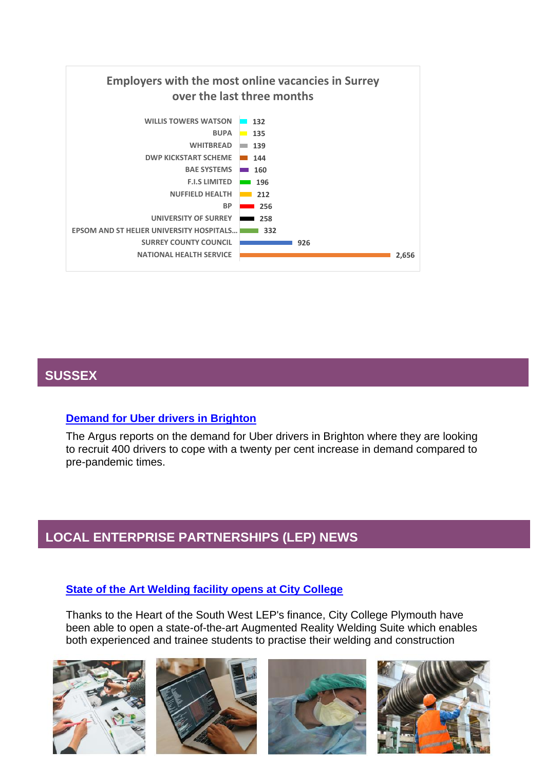**Employers with the most online vacancies in Surrey over the last three months**

| Employer | Vacancies |
| --- | --- |
| WILLIS TOWERS WATSON | 132 |
| BUPA | 135 |
| WHITBREAD | 139 |
| DWP KICKSTART SCHEME | 144 |
| BAE SYSTEMS | 160 |
| F.I.S LIMITED | 196 |
| NUFFIELD HEALTH | 212 |
| BP | 256 |
| UNIVERSITY OF SURREY | 258 |
| EPSOM AND ST HELIER UNIVERSITY HOSPITALS... | 332 |
| SURREY COUNTY COUNCIL | 926 |
| NATIONAL HEALTH SERVICE | 2,656 |

## SUSSEX

### Demand for Uber drivers in Brighton

The Argus reports on the demand for Uber drivers in Brighton where they are looking to recruit 400 drivers to cope with a twenty per cent increase in demand compared to pre-pandemic times.

## LOCAL ENTERPRISE PARTNERSHIPS (LEP) NEWS

### State of the Art Welding facility opens at City College

Thanks to the Heart of the South West LEP's finance, City College Plymouth have been able to open a state-of-the-art Augmented Reality Welding Suite which enables both experienced and trainee students to practise their welding and construction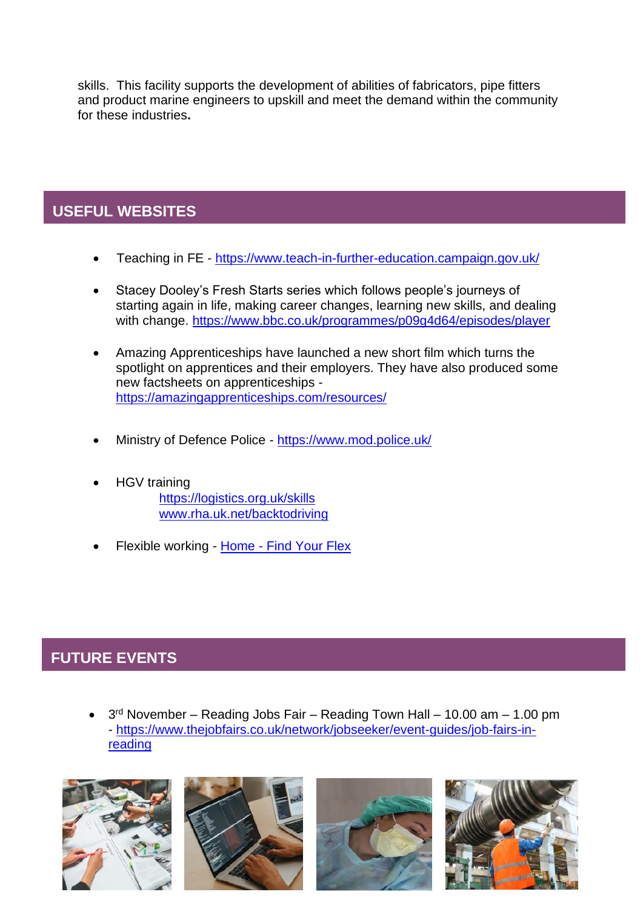skills. This facility supports the development of abilities of fabricators, pipe fitters and product marine engineers to upskill and meet the demand within the community for these industries.

## USEFUL WEBSITES

- Teaching in FE - https://www.teach-in-further-education.campaign.gov.uk/
- Stacey Dooley's Fresh Starts series which follows people's journeys of starting again in life, making career changes, learning new skills, and dealing with change. https://www.bbc.co.uk/programmes/p09g4d64/episodes/player
- Amazing Apprenticeships have launched a new short film which turns the spotlight on apprentices and their employers. They have also produced some new factsheets on apprenticeships - https://amazingapprenticeships.com/resources/
- Ministry of Defence Police - https://www.mod.police.uk/
- HGV training
  - https://logistics.org.uk/skills
  - www.rha.uk.net/backtodriving
- Flexible working - Home - Find Your Flex

## FUTURE EVENTS

- 3rd November – Reading Jobs Fair – Reading Town Hall – 10.00 am – 1.00 pm - https://www.thejobfairs.co.uk/network/jobseeker/event-guides/job-fairs-in-reading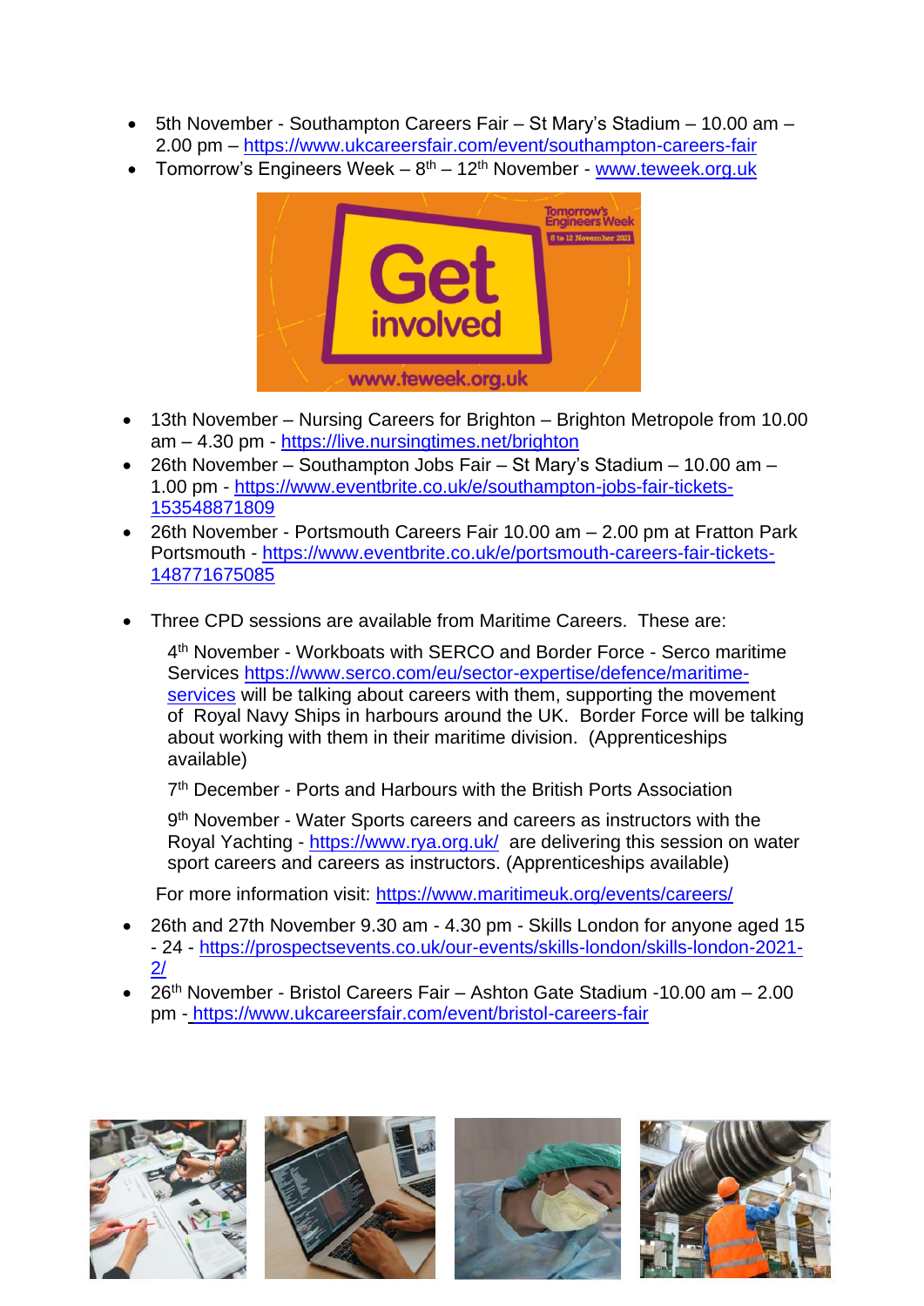- 5th November - Southampton Careers Fair – St Mary's Stadium – 10.00 am – 2.00 pm – https://www.ukcareersfair.com/event/southampton-careers-fair
- Tomorrow's Engineers Week – 8th – 12th November - www.teweek.org.uk

- 13th November – Nursing Careers for Brighton – Brighton Metropole from 10.00 am – 4.30 pm - https://live.nursingtimes.net/brighton
- 26th November – Southampton Jobs Fair – St Mary's Stadium – 10.00 am – 1.00 pm - https://www.eventbrite.co.uk/e/southampton-jobs-fair-tickets-153548871809
- 26th November - Portsmouth Careers Fair 10.00 am – 2.00 pm at Fratton Park Portsmouth - https://www.eventbrite.co.uk/e/portsmouth-careers-fair-tickets-148771675085

- Three CPD sessions are available from Maritime Careers. These are:

  4th November - Workboats with SERCO and Border Force - Serco maritime Services https://www.serco.com/eu/sector-expertise/defence/maritime-services will be talking about careers with them, supporting the movement of Royal Navy Ships in harbours around the UK. Border Force will be talking about working with them in their maritime division. (Apprenticeships available)

  7th December - Ports and Harbours with the British Ports Association

  9th November - Water Sports careers and careers as instructors with the Royal Yachting - https://www.rya.org.uk/ are delivering this session on water sport careers and careers as instructors. (Apprenticeships available)

  For more information visit: https://www.maritimeuk.org/events/careers/

- 26th and 27th November 9.30 am - 4.30 pm - Skills London for anyone aged 15 - 24 - https://prospectsevents.co.uk/our-events/skills-london/skills-london-2021-2/
- 26th November - Bristol Careers Fair – Ashton Gate Stadium -10.00 am – 2.00 pm - https://www.ukcareersfair.com/event/bristol-careers-fair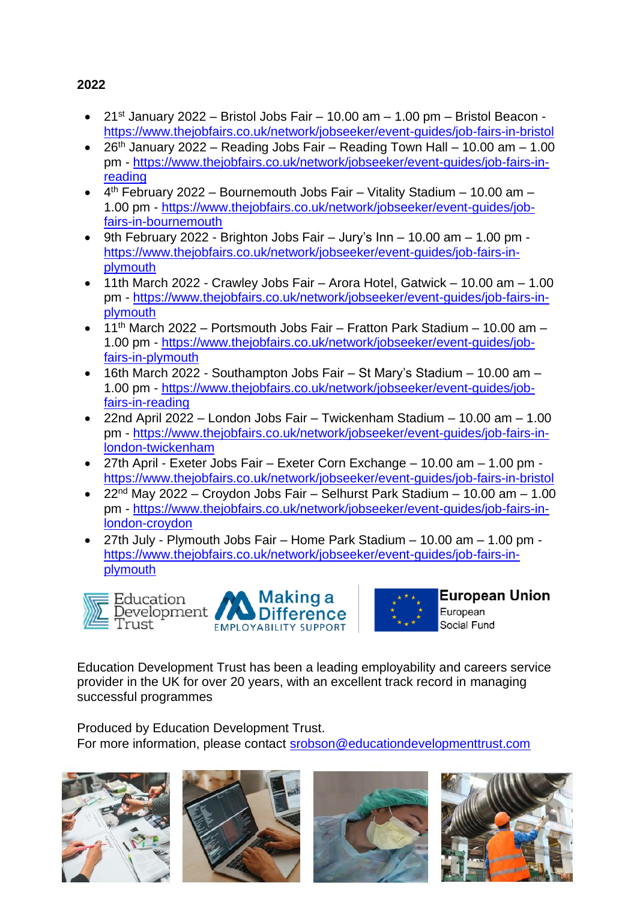**2022**

- 21st January 2022 – Bristol Jobs Fair – 10.00 am – 1.00 pm – Bristol Beacon - https://www.thejobfairs.co.uk/network/jobseeker/event-guides/job-fairs-in-bristol
- 26th January 2022 – Reading Jobs Fair – Reading Town Hall – 10.00 am – 1.00 pm - https://www.thejobfairs.co.uk/network/jobseeker/event-guides/job-fairs-in-reading
- 4th February 2022 – Bournemouth Jobs Fair – Vitality Stadium – 10.00 am – 1.00 pm - https://www.thejobfairs.co.uk/network/jobseeker/event-guides/job-fairs-in-bournemouth
- 9th February 2022 - Brighton Jobs Fair – Jury's Inn – 10.00 am – 1.00 pm - https://www.thejobfairs.co.uk/network/jobseeker/event-guides/job-fairs-in-plymouth
- 11th March 2022 - Crawley Jobs Fair – Arora Hotel, Gatwick – 10.00 am – 1.00 pm - https://www.thejobfairs.co.uk/network/jobseeker/event-guides/job-fairs-in-plymouth
- 11th March 2022 – Portsmouth Jobs Fair – Fratton Park Stadium – 10.00 am – 1.00 pm - https://www.thejobfairs.co.uk/network/jobseeker/event-guides/job-fairs-in-plymouth
- 16th March 2022 - Southampton Jobs Fair – St Mary's Stadium – 10.00 am – 1.00 pm - https://www.thejobfairs.co.uk/network/jobseeker/event-guides/job-fairs-in-reading
- 22nd April 2022 – London Jobs Fair – Twickenham Stadium – 10.00 am – 1.00 pm - https://www.thejobfairs.co.uk/network/jobseeker/event-guides/job-fairs-in-london-twickenham
- 27th April - Exeter Jobs Fair – Exeter Corn Exchange – 10.00 am – 1.00 pm - https://www.thejobfairs.co.uk/network/jobseeker/event-guides/job-fairs-in-bristol
- 22nd May 2022 – Croydon Jobs Fair – Selhurst Park Stadium – 10.00 am – 1.00 pm - https://www.thejobfairs.co.uk/network/jobseeker/event-guides/job-fairs-in-london-croydon
- 27th July - Plymouth Jobs Fair – Home Park Stadium – 10.00 am – 1.00 pm - https://www.thejobfairs.co.uk/network/jobseeker/event-guides/job-fairs-in-plymouth

Education Development Trust | Making a Difference EMPLOYABILITY SUPPORT | European Union European Social Fund

Education Development Trust has been a leading employability and careers service provider in the UK for over 20 years, with an excellent track record in managing successful programmes

Produced by Education Development Trust.
For more information, please contact srobson@educationdevelopmenttrust.com